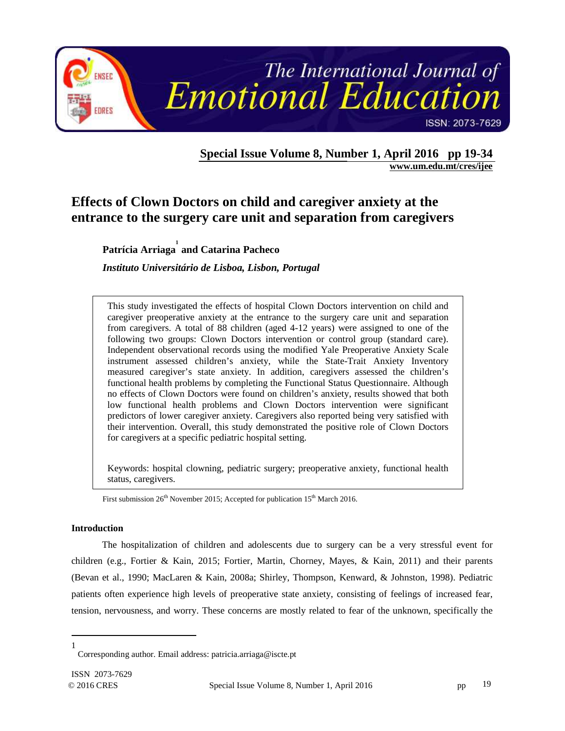# Effects of Clown Doctors on child and caregiver anxiety at the entrance to the surgery care unit and separation from caregivers

**Patrícia Arriaga[1] and Catarina Pacheco**

*Instituto Universitário de Lisboa, Lisbon, Portugal*

This study investigated the effects of hospital Clown Doctors intervention on child and caregiver preoperative anxiety at the entrance to the surgery care unit and separation from caregivers. A total of 88 children (aged 4-12 years) were assigned to one of the following two groups: Clown Doctors intervention or control group (standard care). Independent observational records using the modified Yale Preoperative Anxiety Scale instrument assessed children's anxiety, while the State-Trait Anxiety Inventory measured caregiver's state anxiety. In addition, caregivers assessed the children's functional health problems by completing the Functional Status Questionnaire. Although no effects of Clown Doctors were found on children's anxiety, results showed that both low functional health problems and Clown Doctors intervention were significant predictors of lower caregiver anxiety. Caregivers also reported being very satisfied with their intervention. Overall, this study demonstrated the positive role of Clown Doctors for caregivers at a specific pediatric hospital setting.

Keywords: hospital clowning, pediatric surgery; preoperative anxiety, functional health status, caregivers.

First submission 26th November 2015; Accepted for publication 15th March 2016.

### Introduction

The hospitalization of children and adolescents due to surgery can be a very stressful event for children (e.g., Fortier & Kain, 2015; Fortier, Martin, Chorney, Mayes, & Kain, 2011) and their parents (Bevan et al., 1990; MacLaren & Kain, 2008a; Shirley, Thompson, Kenward, & Johnston, 1998). Pediatric patients often experience high levels of preoperative state anxiety, consisting of feelings of increased fear, tension, nervousness, and worry. These concerns are mostly related to fear of the unknown, specifically the

[1] Corresponding author. Email address: patricia.arriaga@iscte.pt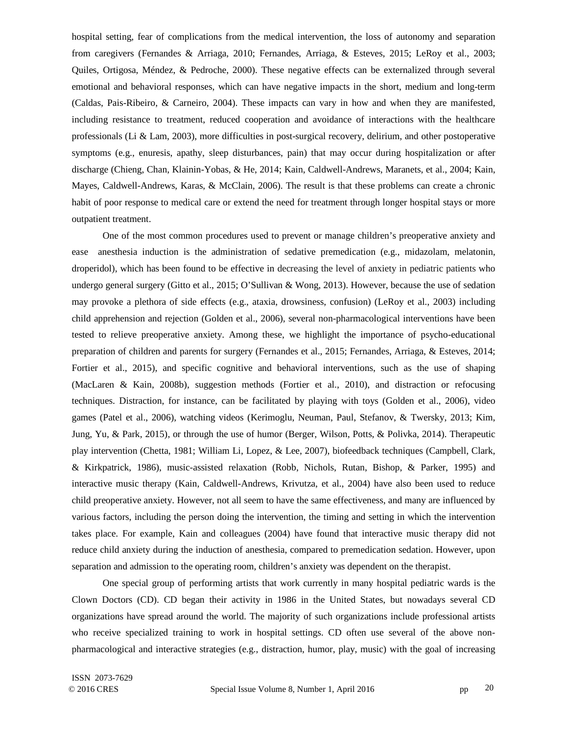hospital setting, fear of complications from the medical intervention, the loss of autonomy and separation from caregivers (Fernandes & Arriaga, 2010; Fernandes, Arriaga, & Esteves, 2015; LeRoy et al., 2003; Quiles, Ortigosa, Méndez, & Pedroche, 2000). These negative effects can be externalized through several emotional and behavioral responses, which can have negative impacts in the short, medium and long-term (Caldas, Pais-Ribeiro, & Carneiro, 2004). These impacts can vary in how and when they are manifested, including resistance to treatment, reduced cooperation and avoidance of interactions with the healthcare professionals (Li & Lam, 2003), more difficulties in post-surgical recovery, delirium, and other postoperative symptoms (e.g., enuresis, apathy, sleep disturbances, pain) that may occur during hospitalization or after discharge (Chieng, Chan, Klainin-Yobas, & He, 2014; Kain, Caldwell-Andrews, Maranets, et al., 2004; Kain, Mayes, Caldwell-Andrews, Karas, & McClain, 2006). The result is that these problems can create a chronic habit of poor response to medical care or extend the need for treatment through longer hospital stays or more outpatient treatment.

One of the most common procedures used to prevent or manage children's preoperative anxiety and ease anesthesia induction is the administration of sedative premedication (e.g., midazolam, melatonin, droperidol), which has been found to be effective in decreasing the level of anxiety in pediatric patients who undergo general surgery (Gitto et al., 2015; O'Sullivan & Wong, 2013). However, because the use of sedation may provoke a plethora of side effects (e.g., ataxia, drowsiness, confusion) (LeRoy et al., 2003) including child apprehension and rejection (Golden et al., 2006), several non-pharmacological interventions have been tested to relieve preoperative anxiety. Among these, we highlight the importance of psycho-educational preparation of children and parents for surgery (Fernandes et al., 2015; Fernandes, Arriaga, & Esteves, 2014; Fortier et al., 2015), and specific cognitive and behavioral interventions, such as the use of shaping (MacLaren & Kain, 2008b), suggestion methods (Fortier et al., 2010), and distraction or refocusing techniques. Distraction, for instance, can be facilitated by playing with toys (Golden et al., 2006), video games (Patel et al., 2006), watching videos (Kerimoglu, Neuman, Paul, Stefanov, & Twersky, 2013; Kim, Jung, Yu, & Park, 2015), or through the use of humor (Berger, Wilson, Potts, & Polivka, 2014). Therapeutic play intervention (Chetta, 1981; William Li, Lopez, & Lee, 2007), biofeedback techniques (Campbell, Clark, & Kirkpatrick, 1986), music-assisted relaxation (Robb, Nichols, Rutan, Bishop, & Parker, 1995) and interactive music therapy (Kain, Caldwell-Andrews, Krivutza, et al., 2004) have also been used to reduce child preoperative anxiety. However, not all seem to have the same effectiveness, and many are influenced by various factors, including the person doing the intervention, the timing and setting in which the intervention takes place. For example, Kain and colleagues (2004) have found that interactive music therapy did not reduce child anxiety during the induction of anesthesia, compared to premedication sedation. However, upon separation and admission to the operating room, children's anxiety was dependent on the therapist.

One special group of performing artists that work currently in many hospital pediatric wards is the Clown Doctors (CD). CD began their activity in 1986 in the United States, but nowadays several CD organizations have spread around the world. The majority of such organizations include professional artists who receive specialized training to work in hospital settings. CD often use several of the above non-pharmacological and interactive strategies (e.g., distraction, humor, play, music) with the goal of increasing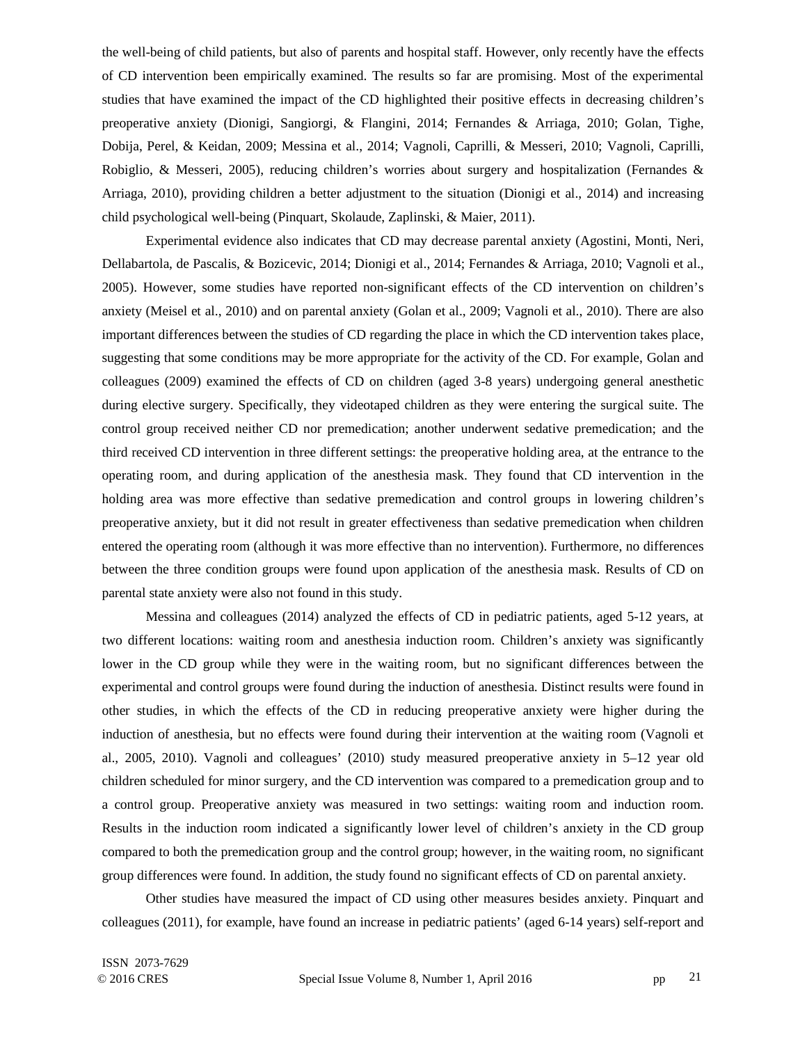the well-being of child patients, but also of parents and hospital staff. However, only recently have the effects of CD intervention been empirically examined. The results so far are promising. Most of the experimental studies that have examined the impact of the CD highlighted their positive effects in decreasing children's preoperative anxiety (Dionigi, Sangiorgi, & Flangini, 2014; Fernandes & Arriaga, 2010; Golan, Tighe, Dobija, Perel, & Keidan, 2009; Messina et al., 2014; Vagnoli, Caprilli, & Messeri, 2010; Vagnoli, Caprilli, Robiglio, & Messeri, 2005), reducing children's worries about surgery and hospitalization (Fernandes & Arriaga, 2010), providing children a better adjustment to the situation (Dionigi et al., 2014) and increasing child psychological well-being (Pinquart, Skolaude, Zaplinski, & Maier, 2011).

Experimental evidence also indicates that CD may decrease parental anxiety (Agostini, Monti, Neri, Dellabartola, de Pascalis, & Bozicevic, 2014; Dionigi et al., 2014; Fernandes & Arriaga, 2010; Vagnoli et al., 2005). However, some studies have reported non-significant effects of the CD intervention on children's anxiety (Meisel et al., 2010) and on parental anxiety (Golan et al., 2009; Vagnoli et al., 2010). There are also important differences between the studies of CD regarding the place in which the CD intervention takes place, suggesting that some conditions may be more appropriate for the activity of the CD. For example, Golan and colleagues (2009) examined the effects of CD on children (aged 3-8 years) undergoing general anesthetic during elective surgery. Specifically, they videotaped children as they were entering the surgical suite. The control group received neither CD nor premedication; another underwent sedative premedication; and the third received CD intervention in three different settings: the preoperative holding area, at the entrance to the operating room, and during application of the anesthesia mask. They found that CD intervention in the holding area was more effective than sedative premedication and control groups in lowering children's preoperative anxiety, but it did not result in greater effectiveness than sedative premedication when children entered the operating room (although it was more effective than no intervention). Furthermore, no differences between the three condition groups were found upon application of the anesthesia mask. Results of CD on parental state anxiety were also not found in this study.

Messina and colleagues (2014) analyzed the effects of CD in pediatric patients, aged 5-12 years, at two different locations: waiting room and anesthesia induction room. Children's anxiety was significantly lower in the CD group while they were in the waiting room, but no significant differences between the experimental and control groups were found during the induction of anesthesia. Distinct results were found in other studies, in which the effects of the CD in reducing preoperative anxiety were higher during the induction of anesthesia, but no effects were found during their intervention at the waiting room (Vagnoli et al., 2005, 2010). Vagnoli and colleagues' (2010) study measured preoperative anxiety in 5–12 year old children scheduled for minor surgery, and the CD intervention was compared to a premedication group and to a control group. Preoperative anxiety was measured in two settings: waiting room and induction room. Results in the induction room indicated a significantly lower level of children's anxiety in the CD group compared to both the premedication group and the control group; however, in the waiting room, no significant group differences were found. In addition, the study found no significant effects of CD on parental anxiety.

Other studies have measured the impact of CD using other measures besides anxiety. Pinquart and colleagues (2011), for example, have found an increase in pediatric patients' (aged 6-14 years) self-report and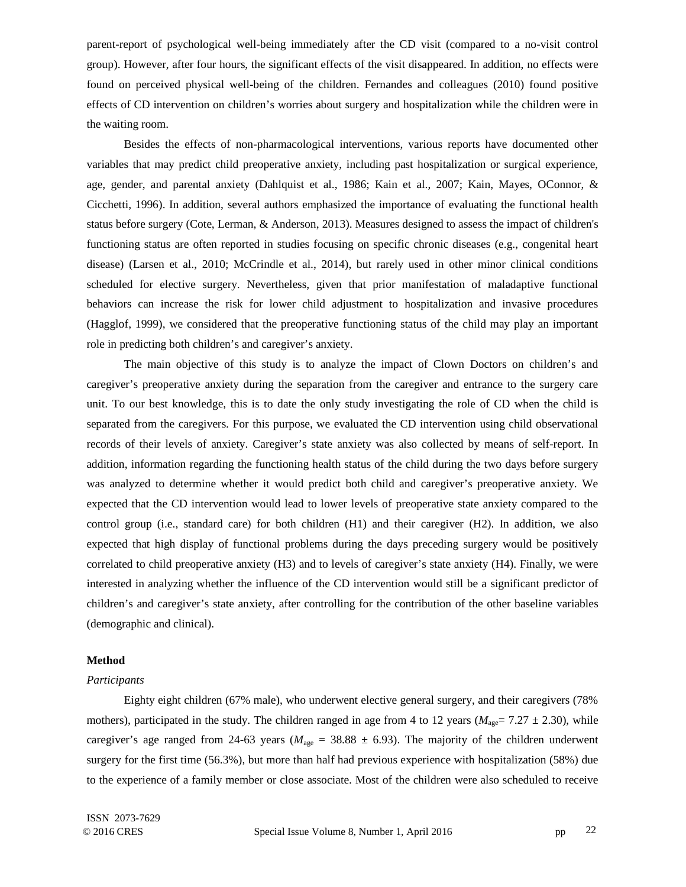parent-report of psychological well-being immediately after the CD visit (compared to a no-visit control group). However, after four hours, the significant effects of the visit disappeared. In addition, no effects were found on perceived physical well-being of the children. Fernandes and colleagues (2010) found positive effects of CD intervention on children's worries about surgery and hospitalization while the children were in the waiting room.

Besides the effects of non-pharmacological interventions, various reports have documented other variables that may predict child preoperative anxiety, including past hospitalization or surgical experience, age, gender, and parental anxiety (Dahlquist et al., 1986; Kain et al., 2007; Kain, Mayes, OConnor, & Cicchetti, 1996). In addition, several authors emphasized the importance of evaluating the functional health status before surgery (Cote, Lerman, & Anderson, 2013). Measures designed to assess the impact of children's functioning status are often reported in studies focusing on specific chronic diseases (e.g., congenital heart disease) (Larsen et al., 2010; McCrindle et al., 2014), but rarely used in other minor clinical conditions scheduled for elective surgery. Nevertheless, given that prior manifestation of maladaptive functional behaviors can increase the risk for lower child adjustment to hospitalization and invasive procedures (Hagglof, 1999), we considered that the preoperative functioning status of the child may play an important role in predicting both children's and caregiver's anxiety.

The main objective of this study is to analyze the impact of Clown Doctors on children's and caregiver's preoperative anxiety during the separation from the caregiver and entrance to the surgery care unit. To our best knowledge, this is to date the only study investigating the role of CD when the child is separated from the caregivers. For this purpose, we evaluated the CD intervention using child observational records of their levels of anxiety. Caregiver's state anxiety was also collected by means of self-report. In addition, information regarding the functioning health status of the child during the two days before surgery was analyzed to determine whether it would predict both child and caregiver's preoperative anxiety. We expected that the CD intervention would lead to lower levels of preoperative state anxiety compared to the control group (i.e., standard care) for both children (H1) and their caregiver (H2). In addition, we also expected that high display of functional problems during the days preceding surgery would be positively correlated to child preoperative anxiety (H3) and to levels of caregiver's state anxiety (H4). Finally, we were interested in analyzing whether the influence of the CD intervention would still be a significant predictor of children's and caregiver's state anxiety, after controlling for the contribution of the other baseline variables (demographic and clinical).

**Method**

*Participants*

Eighty eight children (67% male), who underwent elective general surgery, and their caregivers (78% mothers), participated in the study. The children ranged in age from 4 to 12 years ($M_{age}$= 7.27 ± 2.30), while caregiver's age ranged from 24-63 years ($M_{age}$ = 38.88 ± 6.93). The majority of the children underwent surgery for the first time (56.3%), but more than half had previous experience with hospitalization (58%) due to the experience of a family member or close associate. Most of the children were also scheduled to receive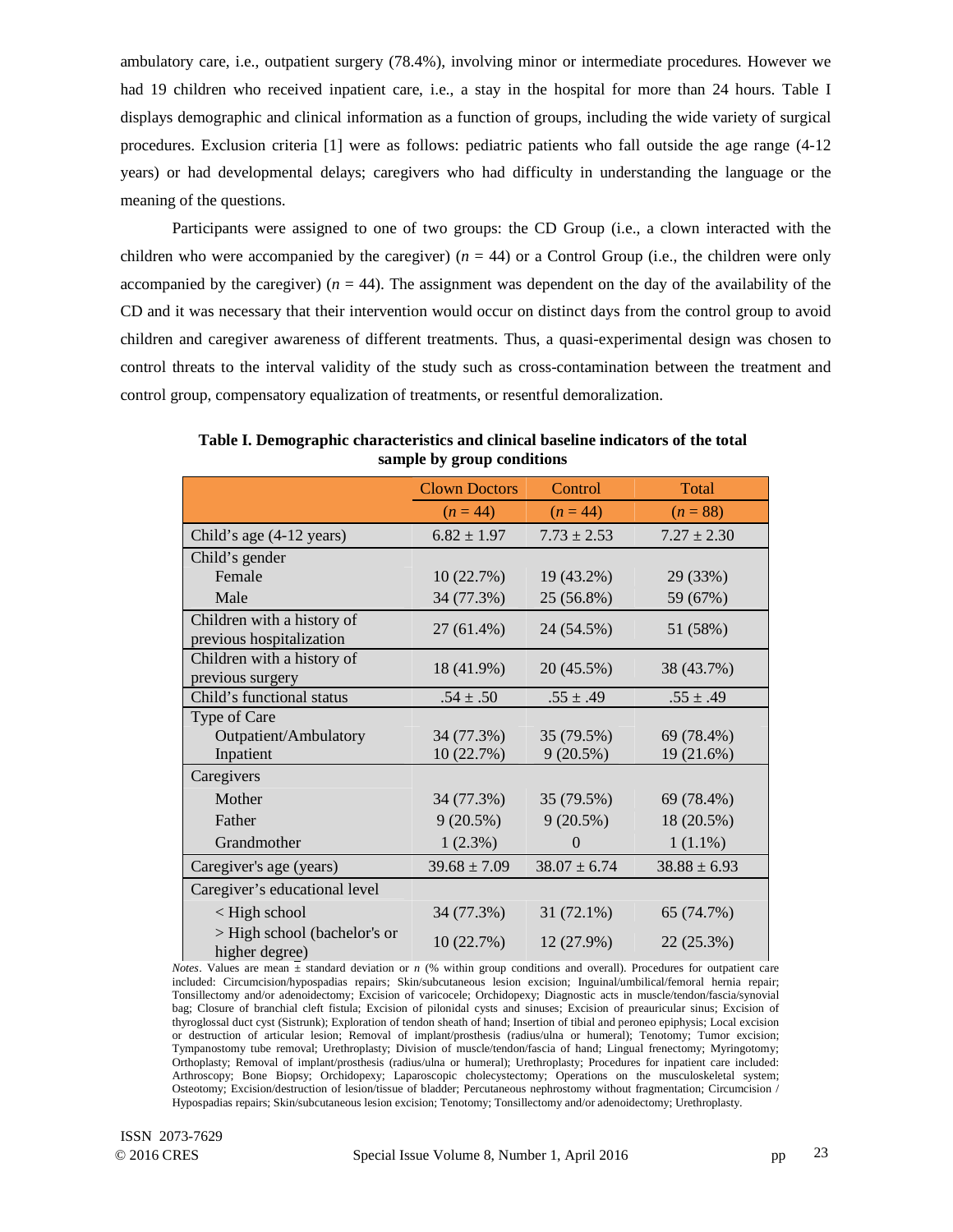ambulatory care, i.e., outpatient surgery (78.4%), involving minor or intermediate procedures. However we had 19 children who received inpatient care, i.e., a stay in the hospital for more than 24 hours. Table I displays demographic and clinical information as a function of groups, including the wide variety of surgical procedures. Exclusion criteria [1] were as follows: pediatric patients who fall outside the age range (4-12 years) or had developmental delays; caregivers who had difficulty in understanding the language or the meaning of the questions.

Participants were assigned to one of two groups: the CD Group (i.e., a clown interacted with the children who were accompanied by the caregiver) ($n$ = 44) or a Control Group (i.e., the children were only accompanied by the caregiver) ($n$ = 44). The assignment was dependent on the day of the availability of the CD and it was necessary that their intervention would occur on distinct days from the control group to avoid children and caregiver awareness of different treatments. Thus, a quasi-experimental design was chosen to control threats to the interval validity of the study such as cross-contamination between the treatment and control group, compensatory equalization of treatments, or resentful demoralization.

**Table I. Demographic characteristics and clinical baseline indicators of the total sample by group conditions**

| | Clown Doctors | Control | Total |
|---|---|---|---|
| | ($n$ = 44) | ($n$ = 44) | ($n$ = 88) |
| Child's age (4-12 years) | 6.82 ± 1.97 | 7.73 ± 2.53 | 7.27 ± 2.30 |
| Child's gender | | | |
| Female | 10 (22.7%) | 19 (43.2%) | 29 (33%) |
| Male | 34 (77.3%) | 25 (56.8%) | 59 (67%) |
| Children with a history of previous hospitalization | 27 (61.4%) | 24 (54.5%) | 51 (58%) |
| Children with a history of previous surgery | 18 (41.9%) | 20 (45.5%) | 38 (43.7%) |
| Child's functional status | .54 ± .50 | .55 ± .49 | .55 ± .49 |
| Type of Care | | | |
| Outpatient/Ambulatory | 34 (77.3%) | 35 (79.5%) | 69 (78.4%) |
| Inpatient | 10 (22.7%) | 9 (20.5%) | 19 (21.6%) |
| Caregivers | | | |
| Mother | 34 (77.3%) | 35 (79.5%) | 69 (78.4%) |
| Father | 9 (20.5%) | 9 (20.5%) | 18 (20.5%) |
| Grandmother | 1 (2.3%) | 0 | 1 (1.1%) |
| Caregiver's age (years) | 39.68 ± 7.09 | 38.07 ± 6.74 | 38.88 ± 6.93 |
| Caregiver's educational level | | | |
| < High school | 34 (77.3%) | 31 (72.1%) | 65 (74.7%) |
| > High school (bachelor's or higher degree) | 10 (22.7%) | 12 (27.9%) | 22 (25.3%) |

*Notes*. Values are mean ± standard deviation or $n$ (% within group conditions and overall). Procedures for outpatient care included: Circumcision/hypospadias repairs; Skin/subcutaneous lesion excision; Inguinal/umbilical/femoral hernia repair; Tonsillectomy and/or adenoidectomy; Excision of varicocele; Orchidopexy; Diagnostic acts in muscle/tendon/fascia/synovial bag; Closure of branchial cleft fistula; Excision of pilonidal cysts and sinuses; Excision of preauricular sinus; Excision of thyroglossal duct cyst (Sistrunk); Exploration of tendon sheath of hand; Insertion of tibial and peroneo epiphysis; Local excision or destruction of articular lesion; Removal of implant/prosthesis (radius/ulna or humeral); Tenotomy; Tumor excision; Tympanostomy tube removal; Urethroplasty; Division of muscle/tendon/fascia of hand; Lingual frenectomy; Myringotomy; Orthoplasty; Removal of implant/prosthesis (radius/ulna or humeral); Urethroplasty; Procedures for inpatient care included: Arthroscopy; Bone Biopsy; Orchidopexy; Laparoscopic cholecystectomy; Operations on the musculoskeletal system; Osteotomy; Excision/destruction of lesion/tissue of bladder; Percutaneous nephrostomy without fragmentation; Circumcision / Hypospadias repairs; Skin/subcutaneous lesion excision; Tenotomy; Tonsillectomy and/or adenoidectomy; Urethroplasty.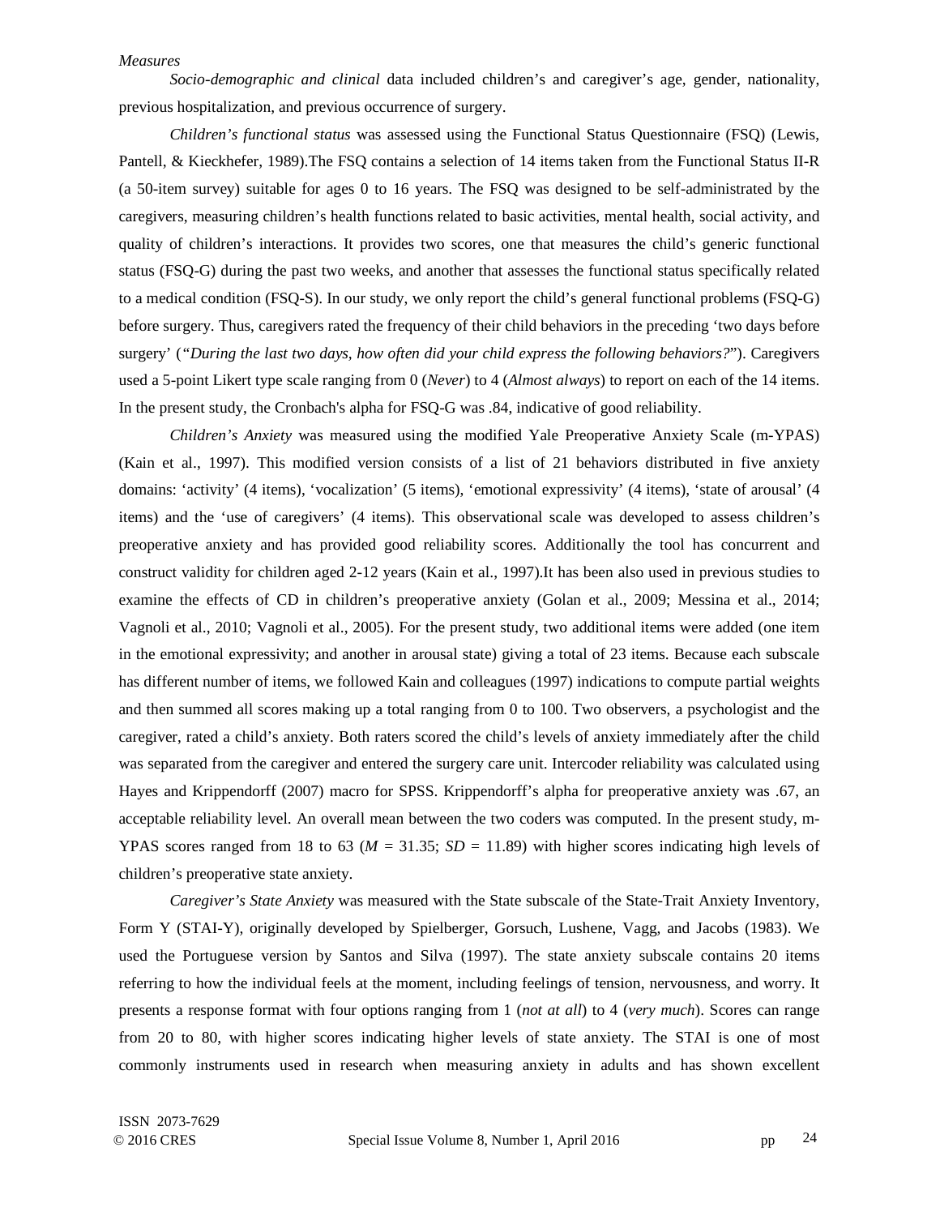*Measures*

*Socio-demographic and clinical* data included children's and caregiver's age, gender, nationality, previous hospitalization, and previous occurrence of surgery.

*Children's functional status* was assessed using the Functional Status Questionnaire (FSQ) (Lewis, Pantell, & Kieckhefer, 1989).The FSQ contains a selection of 14 items taken from the Functional Status II-R (a 50-item survey) suitable for ages 0 to 16 years. The FSQ was designed to be self-administrated by the caregivers, measuring children's health functions related to basic activities, mental health, social activity, and quality of children's interactions. It provides two scores, one that measures the child's generic functional status (FSQ-G) during the past two weeks, and another that assesses the functional status specifically related to a medical condition (FSQ-S). In our study, we only report the child's general functional problems (FSQ-G) before surgery. Thus, caregivers rated the frequency of their child behaviors in the preceding 'two days before surgery' ("*During the last two days, how often did your child express the following behaviors?*"). Caregivers used a 5-point Likert type scale ranging from 0 (*Never*) to 4 (*Almost always*) to report on each of the 14 items. In the present study, the Cronbach's alpha for FSQ-G was .84, indicative of good reliability.

*Children's Anxiety* was measured using the modified Yale Preoperative Anxiety Scale (m-YPAS) (Kain et al., 1997). This modified version consists of a list of 21 behaviors distributed in five anxiety domains: 'activity' (4 items), 'vocalization' (5 items), 'emotional expressivity' (4 items), 'state of arousal' (4 items) and the 'use of caregivers' (4 items). This observational scale was developed to assess children's preoperative anxiety and has provided good reliability scores. Additionally the tool has concurrent and construct validity for children aged 2-12 years (Kain et al., 1997).It has been also used in previous studies to examine the effects of CD in children's preoperative anxiety (Golan et al., 2009; Messina et al., 2014; Vagnoli et al., 2010; Vagnoli et al., 2005). For the present study, two additional items were added (one item in the emotional expressivity; and another in arousal state) giving a total of 23 items. Because each subscale has different number of items, we followed Kain and colleagues (1997) indications to compute partial weights and then summed all scores making up a total ranging from 0 to 100. Two observers, a psychologist and the caregiver, rated a child's anxiety. Both raters scored the child's levels of anxiety immediately after the child was separated from the caregiver and entered the surgery care unit. Intercoder reliability was calculated using Hayes and Krippendorff (2007) macro for SPSS. Krippendorff's alpha for preoperative anxiety was .67, an acceptable reliability level. An overall mean between the two coders was computed. In the present study, m-YPAS scores ranged from 18 to 63 ($M$ = 31.35; $SD$ = 11.89) with higher scores indicating high levels of children's preoperative state anxiety.

*Caregiver's State Anxiety* was measured with the State subscale of the State-Trait Anxiety Inventory, Form Y (STAI-Y), originally developed by Spielberger, Gorsuch, Lushene, Vagg, and Jacobs (1983). We used the Portuguese version by Santos and Silva (1997). The state anxiety subscale contains 20 items referring to how the individual feels at the moment, including feelings of tension, nervousness, and worry. It presents a response format with four options ranging from 1 (*not at all*) to 4 (*very much*). Scores can range from 20 to 80, with higher scores indicating higher levels of state anxiety. The STAI is one of most commonly instruments used in research when measuring anxiety in adults and has shown excellent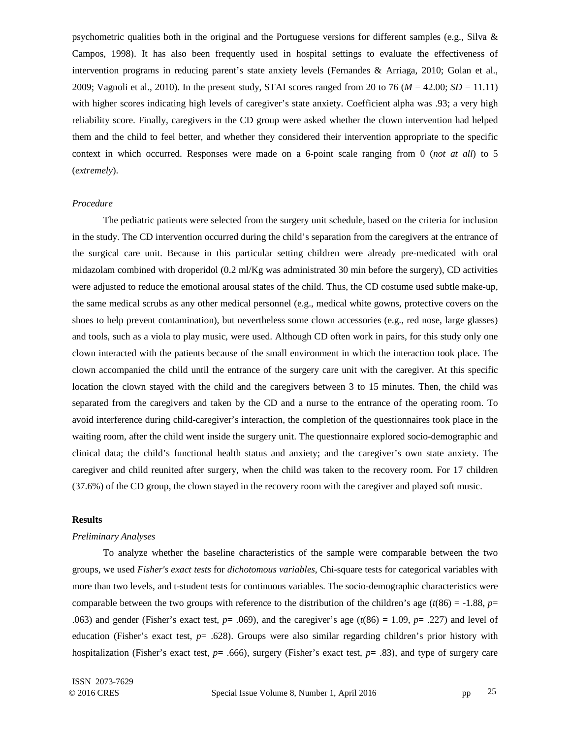psychometric qualities both in the original and the Portuguese versions for different samples (e.g., Silva & Campos, 1998). It has also been frequently used in hospital settings to evaluate the effectiveness of intervention programs in reducing parent's state anxiety levels (Fernandes & Arriaga, 2010; Golan et al., 2009; Vagnoli et al., 2010). In the present study, STAI scores ranged from 20 to 76 ($M$ = 42.00; $SD$ = 11.11) with higher scores indicating high levels of caregiver's state anxiety. Coefficient alpha was .93; a very high reliability score. Finally, caregivers in the CD group were asked whether the clown intervention had helped them and the child to feel better, and whether they considered their intervention appropriate to the specific context in which occurred. Responses were made on a 6-point scale ranging from 0 (*not at all*) to 5 (*extremely*).

*Procedure*

The pediatric patients were selected from the surgery unit schedule, based on the criteria for inclusion in the study. The CD intervention occurred during the child's separation from the caregivers at the entrance of the surgical care unit. Because in this particular setting children were already pre-medicated with oral midazolam combined with droperidol (0.2 ml/Kg was administrated 30 min before the surgery), CD activities were adjusted to reduce the emotional arousal states of the child. Thus, the CD costume used subtle make-up, the same medical scrubs as any other medical personnel (e.g., medical white gowns, protective covers on the shoes to help prevent contamination), but nevertheless some clown accessories (e.g., red nose, large glasses) and tools, such as a viola to play music, were used. Although CD often work in pairs, for this study only one clown interacted with the patients because of the small environment in which the interaction took place. The clown accompanied the child until the entrance of the surgery care unit with the caregiver. At this specific location the clown stayed with the child and the caregivers between 3 to 15 minutes. Then, the child was separated from the caregivers and taken by the CD and a nurse to the entrance of the operating room. To avoid interference during child-caregiver's interaction, the completion of the questionnaires took place in the waiting room, after the child went inside the surgery unit. The questionnaire explored socio-demographic and clinical data; the child's functional health status and anxiety; and the caregiver's own state anxiety. The caregiver and child reunited after surgery, when the child was taken to the recovery room. For 17 children (37.6%) of the CD group, the clown stayed in the recovery room with the caregiver and played soft music.

## Results

*Preliminary Analyses*

To analyze whether the baseline characteristics of the sample were comparable between the two groups, we used *Fisher's exact tests* for *dichotomous variables*, Chi-square tests for categorical variables with more than two levels, and t-student tests for continuous variables. The socio-demographic characteristics were comparable between the two groups with reference to the distribution of the children's age ($t(86) = -1.88$, $p = .063$) and gender (Fisher's exact test, $p = .069$), and the caregiver's age ($t(86) = 1.09$, $p = .227$) and level of education (Fisher's exact test, $p = .628$). Groups were also similar regarding children's prior history with hospitalization (Fisher's exact test, $p = .666$), surgery (Fisher's exact test, $p = .83$), and type of surgery care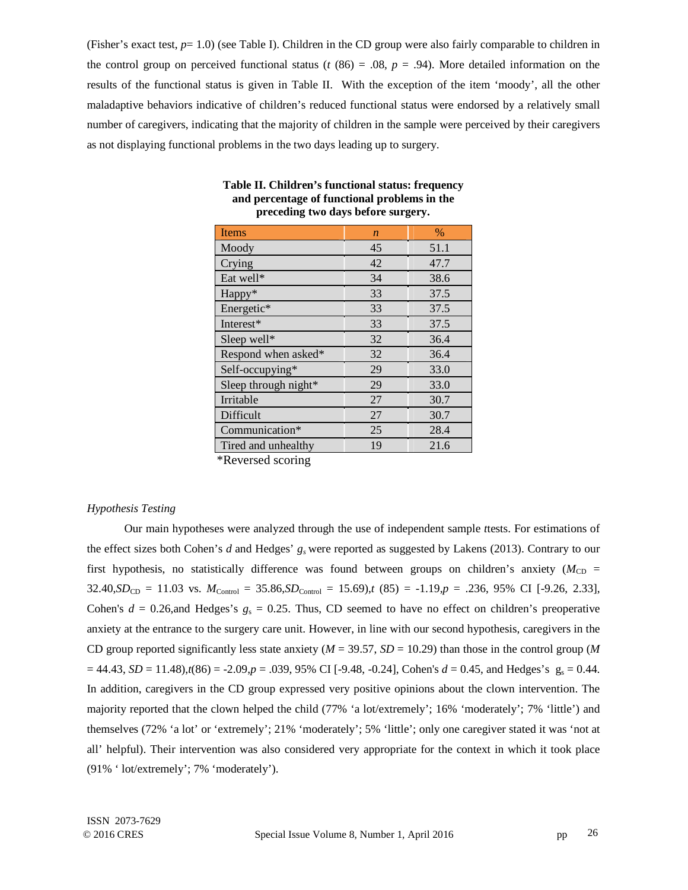(Fisher's exact test, $p= 1.0$) (see Table I). Children in the CD group were also fairly comparable to children in the control group on perceived functional status ($t$ (86) = .08, $p$ = .94). More detailed information on the results of the functional status is given in Table II. With the exception of the item 'moody', all the other maladaptive behaviors indicative of children's reduced functional status were endorsed by a relatively small number of caregivers, indicating that the majority of children in the sample were perceived by their caregivers as not displaying functional problems in the two days leading up to surgery.

**Table II. Children's functional status: frequency and percentage of functional problems in the preceding two days before surgery.**

| Items | *n* | % |
|---|---|---|
| Moody | 45 | 51.1 |
| Crying | 42 | 47.7 |
| Eat well* | 34 | 38.6 |
| Happy* | 33 | 37.5 |
| Energetic* | 33 | 37.5 |
| Interest* | 33 | 37.5 |
| Sleep well* | 32 | 36.4 |
| Respond when asked* | 32 | 36.4 |
| Self-occupying* | 29 | 33.0 |
| Sleep through night* | 29 | 33.0 |
| Irritable | 27 | 30.7 |
| Difficult | 27 | 30.7 |
| Communication* | 25 | 28.4 |
| Tired and unhealthy | 19 | 21.6 |

*Reversed scoring

*Hypothesis Testing*

Our main hypotheses were analyzed through the use of independent sample *t*tests. For estimations of the effect sizes both Cohen's $d$ and Hedges' $g_s$ were reported as suggested by Lakens (2013). Contrary to our first hypothesis, no statistically difference was found between groups on children's anxiety ($M_{CD}$ = 32.40, $SD_{CD}$ = 11.03 vs. $M_{Control}$ = 35.86, $SD_{Control}$ = 15.69), $t$ (85) = -1.19, $p$ = .236, 95% CI [-9.26, 2.33], Cohen's $d$ = 0.26, and Hedges's $g_s$ = 0.25. Thus, CD seemed to have no effect on children's preoperative anxiety at the entrance to the surgery care unit. However, in line with our second hypothesis, caregivers in the CD group reported significantly less state anxiety ($M$ = 39.57, $SD$ = 10.29) than those in the control group ($M$ = 44.43, $SD$ = 11.48), $t(86)$ = -2.09, $p$ = .039, 95% CI [-9.48, -0.24], Cohen's $d$ = 0.45, and Hedges's $g_s$ = 0.44. In addition, caregivers in the CD group expressed very positive opinions about the clown intervention. The majority reported that the clown helped the child (77% 'a lot/extremely'; 16% 'moderately'; 7% 'little') and themselves (72% 'a lot' or 'extremely'; 21% 'moderately'; 5% 'little'; only one caregiver stated it was 'not at all' helpful). Their intervention was also considered very appropriate for the context in which it took place (91% ' lot/extremely'; 7% 'moderately').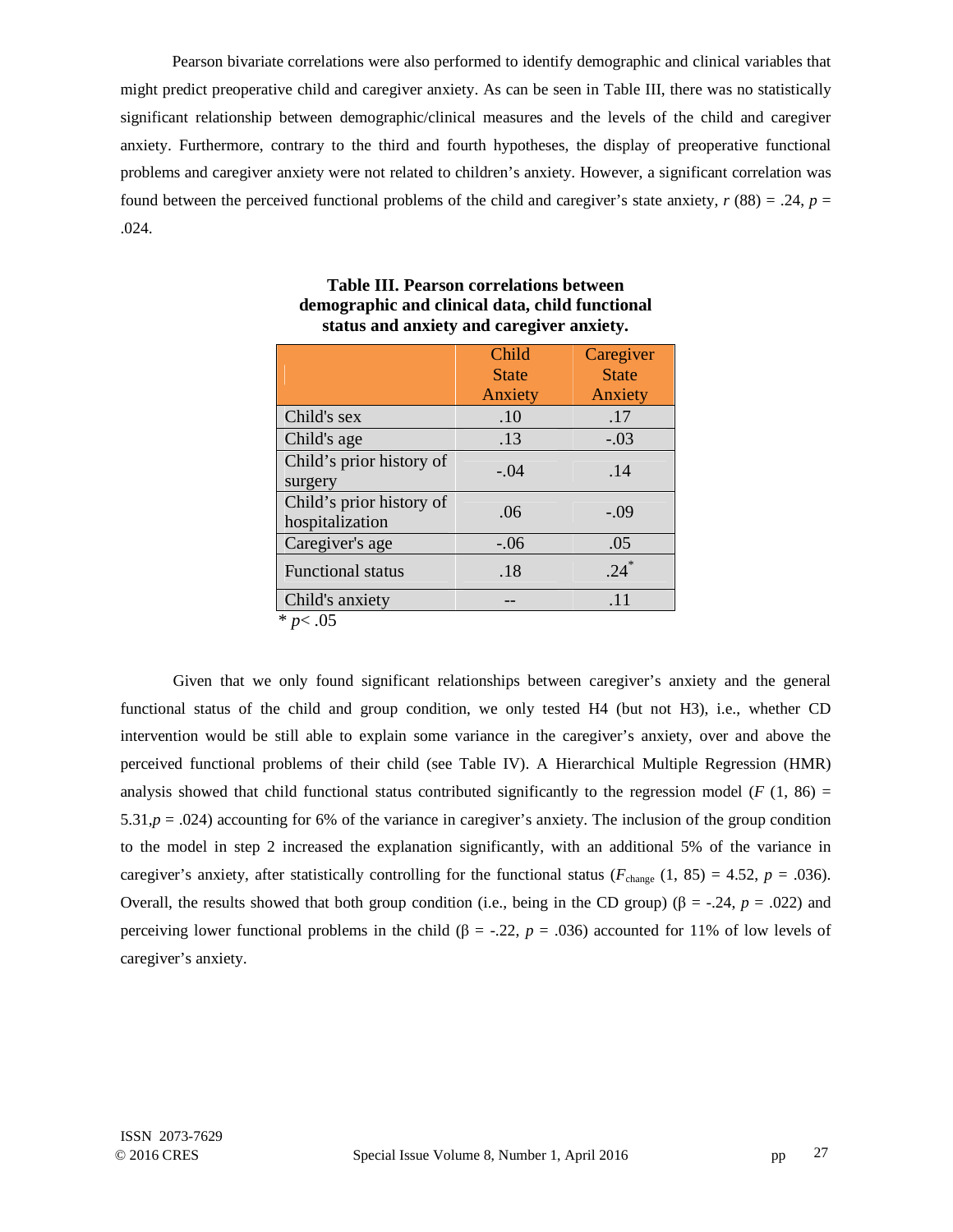Pearson bivariate correlations were also performed to identify demographic and clinical variables that might predict preoperative child and caregiver anxiety. As can be seen in Table III, there was no statistically significant relationship between demographic/clinical measures and the levels of the child and caregiver anxiety. Furthermore, contrary to the third and fourth hypotheses, the display of preoperative functional problems and caregiver anxiety were not related to children's anxiety. However, a significant correlation was found between the perceived functional problems of the child and caregiver's state anxiety, $r$ (88) = .24, $p$ = .024.

**Table III. Pearson correlations between demographic and clinical data, child functional status and anxiety and caregiver anxiety.**

| | Child State Anxiety | Caregiver State Anxiety |
|---|---|---|
| Child's sex | .10 | .17 |
| Child's age | .13 | -.03 |
| Child's prior history of surgery | -.04 | .14 |
| Child's prior history of hospitalization | .06 | -.09 |
| Caregiver's age | -.06 | .05 |
| Functional status | .18 | .24* |
| Child's anxiety | -- | .11 |

\* $p < .05$

Given that we only found significant relationships between caregiver's anxiety and the general functional status of the child and group condition, we only tested H4 (but not H3), i.e., whether CD intervention would be still able to explain some variance in the caregiver's anxiety, over and above the perceived functional problems of their child (see Table IV). A Hierarchical Multiple Regression (HMR) analysis showed that child functional status contributed significantly to the regression model ($F$ (1, 86) = 5.31, $p$ = .024) accounting for 6% of the variance in caregiver's anxiety. The inclusion of the group condition to the model in step 2 increased the explanation significantly, with an additional 5% of the variance in caregiver's anxiety, after statistically controlling for the functional status ($F_{change}$ (1, 85) = 4.52, $p$ = .036). Overall, the results showed that both group condition (i.e., being in the CD group) (β = -.24, $p$ = .022) and perceiving lower functional problems in the child (β = -.22, $p$ = .036) accounted for 11% of low levels of caregiver's anxiety.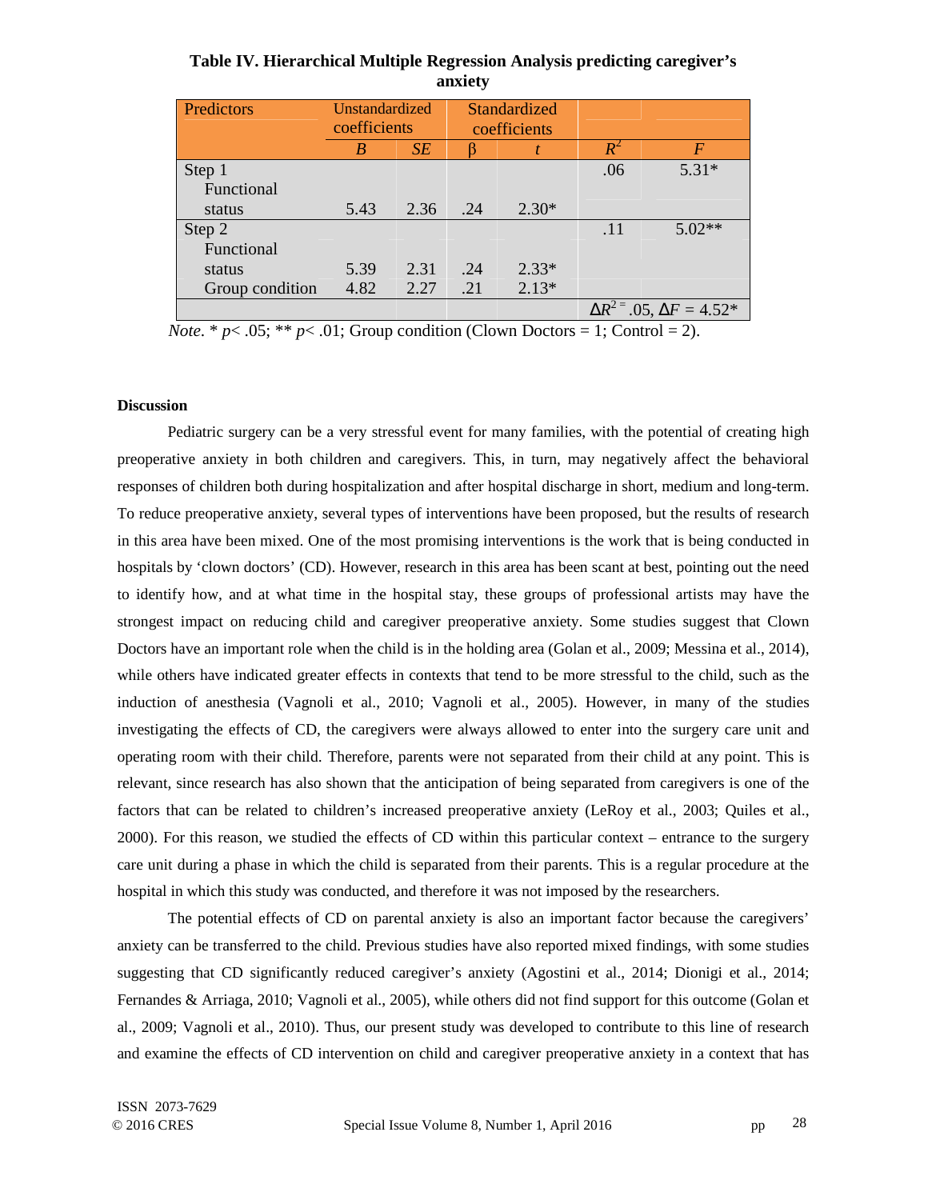**Table IV. Hierarchical Multiple Regression Analysis predicting caregiver's anxiety**

| Predictors | Unstandardized coefficients | | Standardized coefficients | | | |
|---|---|---|---|---|---|---|
| | *B* | *SE* | β | *t* | $R^2$ | *F* |
| Step 1 | | | | | .06 | 5.31* |
| Functional status | 5.43 | 2.36 | .24 | 2.30* | | |
| Step 2 | | | | | .11 | 5.02** |
| Functional status | 5.39 | 2.31 | .24 | 2.33* | | |
| Group condition | 4.82 | 2.27 | .21 | 2.13* | | |
| | | | | | $\Delta R^2 = .05$, $\Delta F = 4.52$* | |

*Note*. * $p < .05$; ** $p < .01$; Group condition (Clown Doctors = 1; Control = 2).

**Discussion**

Pediatric surgery can be a very stressful event for many families, with the potential of creating high preoperative anxiety in both children and caregivers. This, in turn, may negatively affect the behavioral responses of children both during hospitalization and after hospital discharge in short, medium and long-term. To reduce preoperative anxiety, several types of interventions have been proposed, but the results of research in this area have been mixed. One of the most promising interventions is the work that is being conducted in hospitals by 'clown doctors' (CD). However, research in this area has been scant at best, pointing out the need to identify how, and at what time in the hospital stay, these groups of professional artists may have the strongest impact on reducing child and caregiver preoperative anxiety. Some studies suggest that Clown Doctors have an important role when the child is in the holding area (Golan et al., 2009; Messina et al., 2014), while others have indicated greater effects in contexts that tend to be more stressful to the child, such as the induction of anesthesia (Vagnoli et al., 2010; Vagnoli et al., 2005). However, in many of the studies investigating the effects of CD, the caregivers were always allowed to enter into the surgery care unit and operating room with their child. Therefore, parents were not separated from their child at any point. This is relevant, since research has also shown that the anticipation of being separated from caregivers is one of the factors that can be related to children's increased preoperative anxiety (LeRoy et al., 2003; Quiles et al., 2000). For this reason, we studied the effects of CD within this particular context – entrance to the surgery care unit during a phase in which the child is separated from their parents. This is a regular procedure at the hospital in which this study was conducted, and therefore it was not imposed by the researchers.

The potential effects of CD on parental anxiety is also an important factor because the caregivers' anxiety can be transferred to the child. Previous studies have also reported mixed findings, with some studies suggesting that CD significantly reduced caregiver's anxiety (Agostini et al., 2014; Dionigi et al., 2014; Fernandes & Arriaga, 2010; Vagnoli et al., 2005), while others did not find support for this outcome (Golan et al., 2009; Vagnoli et al., 2010). Thus, our present study was developed to contribute to this line of research and examine the effects of CD intervention on child and caregiver preoperative anxiety in a context that has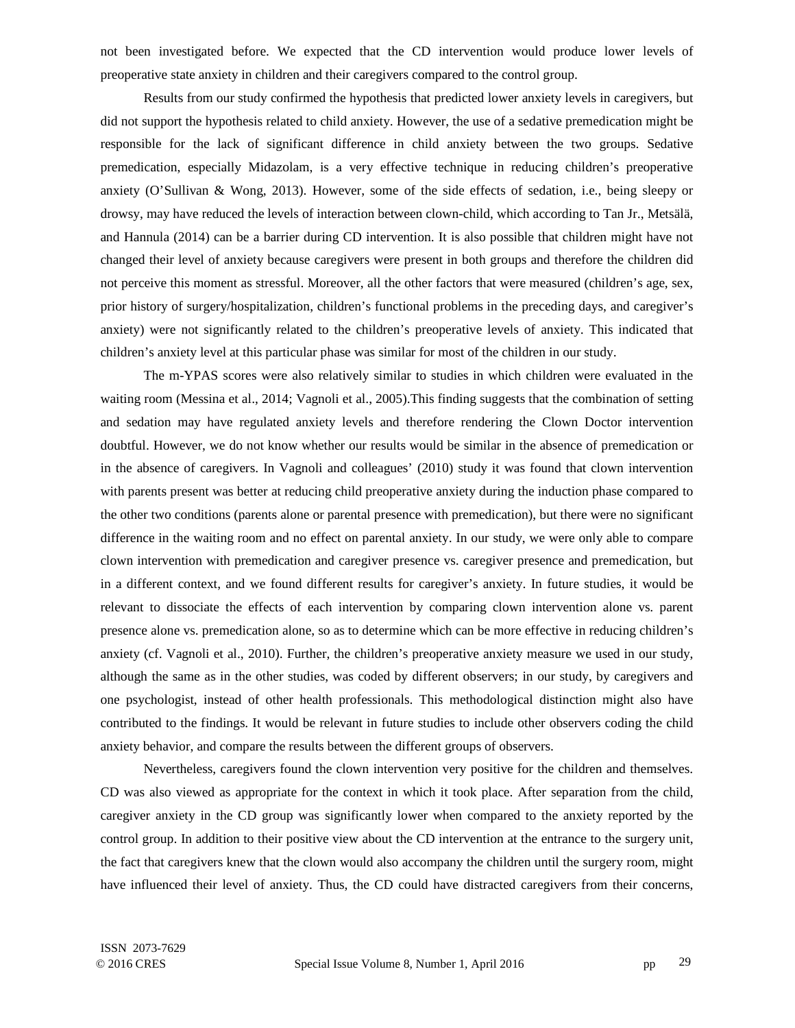not been investigated before. We expected that the CD intervention would produce lower levels of preoperative state anxiety in children and their caregivers compared to the control group.

Results from our study confirmed the hypothesis that predicted lower anxiety levels in caregivers, but did not support the hypothesis related to child anxiety. However, the use of a sedative premedication might be responsible for the lack of significant difference in child anxiety between the two groups. Sedative premedication, especially Midazolam, is a very effective technique in reducing children's preoperative anxiety (O'Sullivan & Wong, 2013). However, some of the side effects of sedation, i.e., being sleepy or drowsy, may have reduced the levels of interaction between clown-child, which according to Tan Jr., Metsälä, and Hannula (2014) can be a barrier during CD intervention. It is also possible that children might have not changed their level of anxiety because caregivers were present in both groups and therefore the children did not perceive this moment as stressful. Moreover, all the other factors that were measured (children's age, sex, prior history of surgery/hospitalization, children's functional problems in the preceding days, and caregiver's anxiety) were not significantly related to the children's preoperative levels of anxiety. This indicated that children's anxiety level at this particular phase was similar for most of the children in our study.

The m-YPAS scores were also relatively similar to studies in which children were evaluated in the waiting room (Messina et al., 2014; Vagnoli et al., 2005).This finding suggests that the combination of setting and sedation may have regulated anxiety levels and therefore rendering the Clown Doctor intervention doubtful. However, we do not know whether our results would be similar in the absence of premedication or in the absence of caregivers. In Vagnoli and colleagues' (2010) study it was found that clown intervention with parents present was better at reducing child preoperative anxiety during the induction phase compared to the other two conditions (parents alone or parental presence with premedication), but there were no significant difference in the waiting room and no effect on parental anxiety. In our study, we were only able to compare clown intervention with premedication and caregiver presence vs. caregiver presence and premedication, but in a different context, and we found different results for caregiver's anxiety. In future studies, it would be relevant to dissociate the effects of each intervention by comparing clown intervention alone vs. parent presence alone vs. premedication alone, so as to determine which can be more effective in reducing children's anxiety (cf. Vagnoli et al., 2010). Further, the children's preoperative anxiety measure we used in our study, although the same as in the other studies, was coded by different observers; in our study, by caregivers and one psychologist, instead of other health professionals. This methodological distinction might also have contributed to the findings. It would be relevant in future studies to include other observers coding the child anxiety behavior, and compare the results between the different groups of observers.

Nevertheless, caregivers found the clown intervention very positive for the children and themselves. CD was also viewed as appropriate for the context in which it took place. After separation from the child, caregiver anxiety in the CD group was significantly lower when compared to the anxiety reported by the control group. In addition to their positive view about the CD intervention at the entrance to the surgery unit, the fact that caregivers knew that the clown would also accompany the children until the surgery room, might have influenced their level of anxiety. Thus, the CD could have distracted caregivers from their concerns,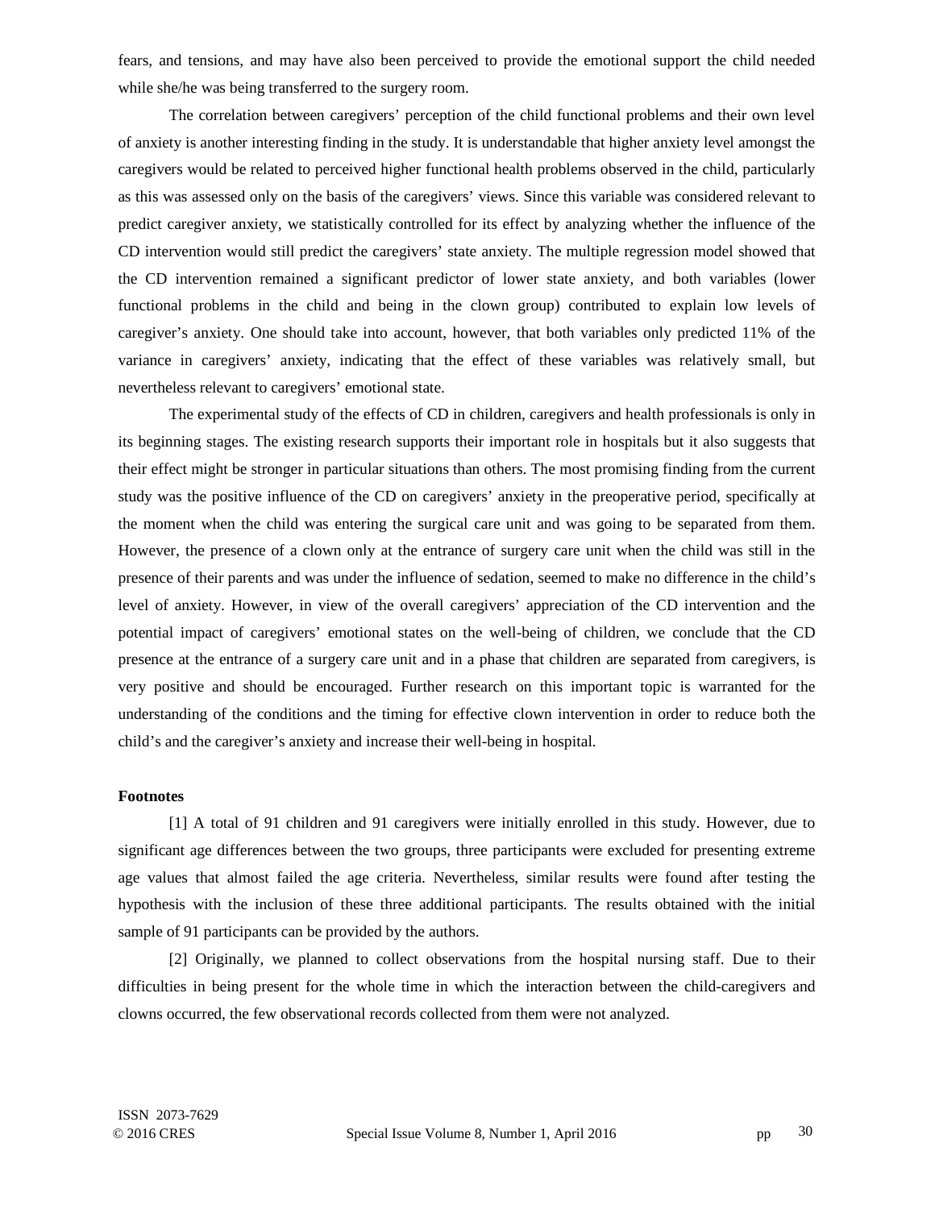fears, and tensions, and may have also been perceived to provide the emotional support the child needed while she/he was being transferred to the surgery room.

The correlation between caregivers' perception of the child functional problems and their own level of anxiety is another interesting finding in the study. It is understandable that higher anxiety level amongst the caregivers would be related to perceived higher functional health problems observed in the child, particularly as this was assessed only on the basis of the caregivers' views. Since this variable was considered relevant to predict caregiver anxiety, we statistically controlled for its effect by analyzing whether the influence of the CD intervention would still predict the caregivers' state anxiety. The multiple regression model showed that the CD intervention remained a significant predictor of lower state anxiety, and both variables (lower functional problems in the child and being in the clown group) contributed to explain low levels of caregiver's anxiety. One should take into account, however, that both variables only predicted 11% of the variance in caregivers' anxiety, indicating that the effect of these variables was relatively small, but nevertheless relevant to caregivers' emotional state.

The experimental study of the effects of CD in children, caregivers and health professionals is only in its beginning stages. The existing research supports their important role in hospitals but it also suggests that their effect might be stronger in particular situations than others. The most promising finding from the current study was the positive influence of the CD on caregivers' anxiety in the preoperative period, specifically at the moment when the child was entering the surgical care unit and was going to be separated from them. However, the presence of a clown only at the entrance of surgery care unit when the child was still in the presence of their parents and was under the influence of sedation, seemed to make no difference in the child's level of anxiety. However, in view of the overall caregivers' appreciation of the CD intervention and the potential impact of caregivers' emotional states on the well-being of children, we conclude that the CD presence at the entrance of a surgery care unit and in a phase that children are separated from caregivers, is very positive and should be encouraged. Further research on this important topic is warranted for the understanding of the conditions and the timing for effective clown intervention in order to reduce both the child's and the caregiver's anxiety and increase their well-being in hospital.

**Footnotes**

[1] A total of 91 children and 91 caregivers were initially enrolled in this study. However, due to significant age differences between the two groups, three participants were excluded for presenting extreme age values that almost failed the age criteria. Nevertheless, similar results were found after testing the hypothesis with the inclusion of these three additional participants. The results obtained with the initial sample of 91 participants can be provided by the authors.

[2] Originally, we planned to collect observations from the hospital nursing staff. Due to their difficulties in being present for the whole time in which the interaction between the child-caregivers and clowns occurred, the few observational records collected from them were not analyzed.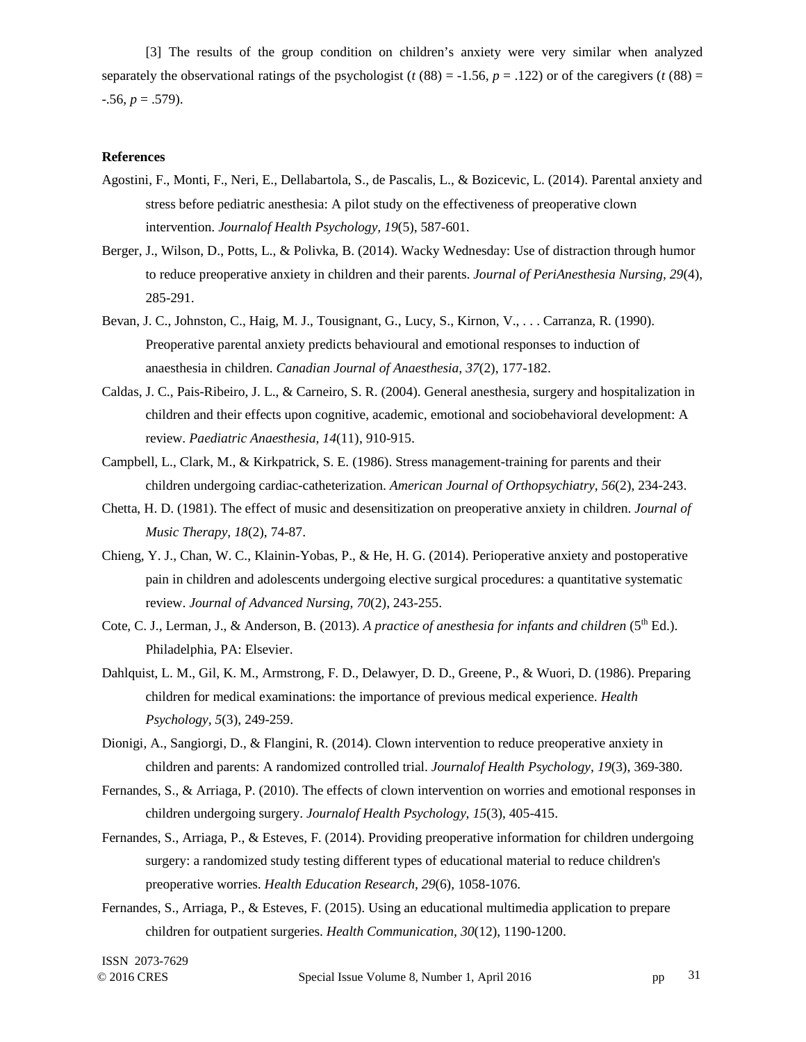[3] The results of the group condition on children's anxiety were very similar when analyzed separately the observational ratings of the psychologist ($t$ (88) = -1.56, $p$ = .122) or of the caregivers ($t$ (88) = -.56, $p$ = .579).

**References**

Agostini, F., Monti, F., Neri, E., Dellabartola, S., de Pascalis, L., & Bozicevic, L. (2014). Parental anxiety and stress before pediatric anesthesia: A pilot study on the effectiveness of preoperative clown intervention. *Journalof Health Psychology, 19*(5), 587-601.

Berger, J., Wilson, D., Potts, L., & Polivka, B. (2014). Wacky Wednesday: Use of distraction through humor to reduce preoperative anxiety in children and their parents. *Journal of PeriAnesthesia Nursing, 29*(4), 285-291.

Bevan, J. C., Johnston, C., Haig, M. J., Tousignant, G., Lucy, S., Kirnon, V., . . . Carranza, R. (1990). Preoperative parental anxiety predicts behavioural and emotional responses to induction of anaesthesia in children. *Canadian Journal of Anaesthesia, 37*(2), 177-182.

Caldas, J. C., Pais-Ribeiro, J. L., & Carneiro, S. R. (2004). General anesthesia, surgery and hospitalization in children and their effects upon cognitive, academic, emotional and sociobehavioral development: A review. *Paediatric Anaesthesia, 14*(11), 910-915.

Campbell, L., Clark, M., & Kirkpatrick, S. E. (1986). Stress management-training for parents and their children undergoing cardiac-catheterization. *American Journal of Orthopsychiatry, 56*(2), 234-243.

Chetta, H. D. (1981). The effect of music and desensitization on preoperative anxiety in children. *Journal of Music Therapy, 18*(2), 74-87.

Chieng, Y. J., Chan, W. C., Klainin-Yobas, P., & He, H. G. (2014). Perioperative anxiety and postoperative pain in children and adolescents undergoing elective surgical procedures: a quantitative systematic review. *Journal of Advanced Nursing, 70*(2), 243-255.

Cote, C. J., Lerman, J., & Anderson, B. (2013). *A practice of anesthesia for infants and children* (5th Ed.). Philadelphia, PA: Elsevier.

Dahlquist, L. M., Gil, K. M., Armstrong, F. D., Delawyer, D. D., Greene, P., & Wuori, D. (1986). Preparing children for medical examinations: the importance of previous medical experience. *Health Psychology, 5*(3), 249-259.

Dionigi, A., Sangiorgi, D., & Flangini, R. (2014). Clown intervention to reduce preoperative anxiety in children and parents: A randomized controlled trial. *Journalof Health Psychology, 19*(3), 369-380.

Fernandes, S., & Arriaga, P. (2010). The effects of clown intervention on worries and emotional responses in children undergoing surgery. *Journalof Health Psychology, 15*(3), 405-415.

Fernandes, S., Arriaga, P., & Esteves, F. (2014). Providing preoperative information for children undergoing surgery: a randomized study testing different types of educational material to reduce children's preoperative worries. *Health Education Research, 29*(6), 1058-1076.

Fernandes, S., Arriaga, P., & Esteves, F. (2015). Using an educational multimedia application to prepare children for outpatient surgeries. *Health Communication, 30*(12), 1190-1200.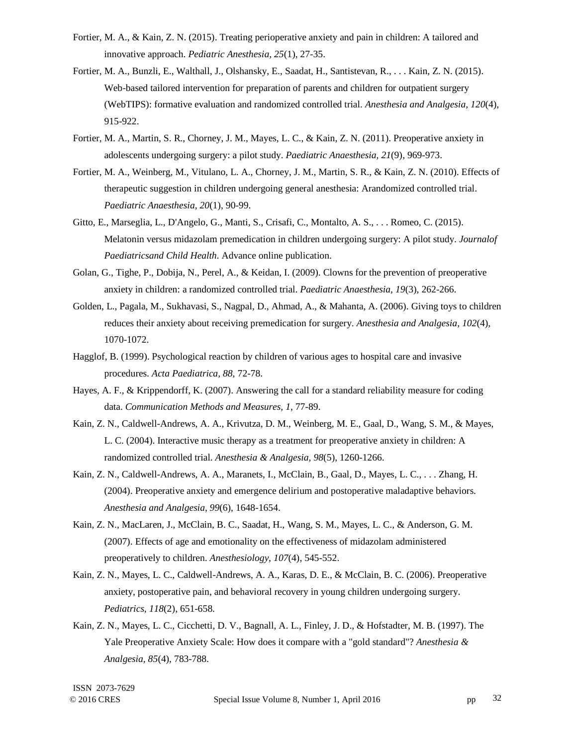Fortier, M. A., & Kain, Z. N. (2015). Treating perioperative anxiety and pain in children: A tailored and innovative approach. *Pediatric Anesthesia, 25*(1), 27-35.

Fortier, M. A., Bunzli, E., Walthall, J., Olshansky, E., Saadat, H., Santistevan, R., . . . Kain, Z. N. (2015). Web-based tailored intervention for preparation of parents and children for outpatient surgery (WebTIPS): formative evaluation and randomized controlled trial. *Anesthesia and Analgesia, 120*(4), 915-922.

Fortier, M. A., Martin, S. R., Chorney, J. M., Mayes, L. C., & Kain, Z. N. (2011). Preoperative anxiety in adolescents undergoing surgery: a pilot study. *Paediatric Anaesthesia, 21*(9), 969-973.

Fortier, M. A., Weinberg, M., Vitulano, L. A., Chorney, J. M., Martin, S. R., & Kain, Z. N. (2010). Effects of therapeutic suggestion in children undergoing general anesthesia: Arandomized controlled trial. *Paediatric Anaesthesia, 20*(1), 90-99.

Gitto, E., Marseglia, L., D'Angelo, G., Manti, S., Crisafi, C., Montalto, A. S., . . . Romeo, C. (2015). Melatonin versus midazolam premedication in children undergoing surgery: A pilot study. *Journalof Paediatricsand Child Health*. Advance online publication.

Golan, G., Tighe, P., Dobija, N., Perel, A., & Keidan, I. (2009). Clowns for the prevention of preoperative anxiety in children: a randomized controlled trial. *Paediatric Anaesthesia, 19*(3), 262-266.

Golden, L., Pagala, M., Sukhavasi, S., Nagpal, D., Ahmad, A., & Mahanta, A. (2006). Giving toys to children reduces their anxiety about receiving premedication for surgery. *Anesthesia and Analgesia, 102*(4), 1070-1072.

Hagglof, B. (1999). Psychological reaction by children of various ages to hospital care and invasive procedures. *Acta Paediatrica, 88*, 72-78.

Hayes, A. F., & Krippendorff, K. (2007). Answering the call for a standard reliability measure for coding data. *Communication Methods and Measures, 1*, 77-89.

Kain, Z. N., Caldwell-Andrews, A. A., Krivutza, D. M., Weinberg, M. E., Gaal, D., Wang, S. M., & Mayes, L. C. (2004). Interactive music therapy as a treatment for preoperative anxiety in children: A randomized controlled trial. *Anesthesia & Analgesia, 98*(5), 1260-1266.

Kain, Z. N., Caldwell-Andrews, A. A., Maranets, I., McClain, B., Gaal, D., Mayes, L. C., . . . Zhang, H. (2004). Preoperative anxiety and emergence delirium and postoperative maladaptive behaviors. *Anesthesia and Analgesia, 99*(6), 1648-1654.

Kain, Z. N., MacLaren, J., McClain, B. C., Saadat, H., Wang, S. M., Mayes, L. C., & Anderson, G. M. (2007). Effects of age and emotionality on the effectiveness of midazolam administered preoperatively to children. *Anesthesiology, 107*(4), 545-552.

Kain, Z. N., Mayes, L. C., Caldwell-Andrews, A. A., Karas, D. E., & McClain, B. C. (2006). Preoperative anxiety, postoperative pain, and behavioral recovery in young children undergoing surgery. *Pediatrics, 118*(2), 651-658.

Kain, Z. N., Mayes, L. C., Cicchetti, D. V., Bagnall, A. L., Finley, J. D., & Hofstadter, M. B. (1997). The Yale Preoperative Anxiety Scale: How does it compare with a "gold standard"? *Anesthesia & Analgesia, 85*(4), 783-788.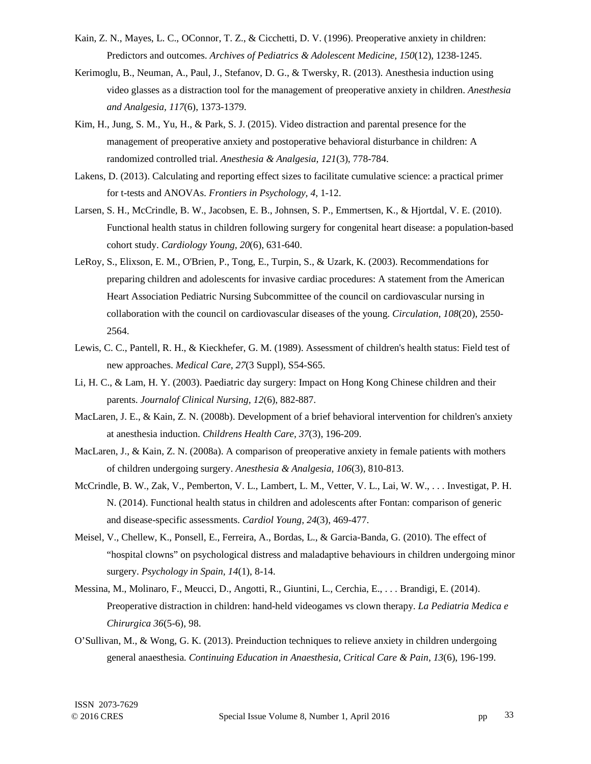Kain, Z. N., Mayes, L. C., OConnor, T. Z., & Cicchetti, D. V. (1996). Preoperative anxiety in children: Predictors and outcomes. *Archives of Pediatrics & Adolescent Medicine, 150*(12), 1238-1245.

Kerimoglu, B., Neuman, A., Paul, J., Stefanov, D. G., & Twersky, R. (2013). Anesthesia induction using video glasses as a distraction tool for the management of preoperative anxiety in children. *Anesthesia and Analgesia, 117*(6), 1373-1379.

Kim, H., Jung, S. M., Yu, H., & Park, S. J. (2015). Video distraction and parental presence for the management of preoperative anxiety and postoperative behavioral disturbance in children: A randomized controlled trial. *Anesthesia & Analgesia, 121*(3), 778-784.

Lakens, D. (2013). Calculating and reporting effect sizes to facilitate cumulative science: a practical primer for t-tests and ANOVAs. *Frontiers in Psychology, 4*, 1-12.

Larsen, S. H., McCrindle, B. W., Jacobsen, E. B., Johnsen, S. P., Emmertsen, K., & Hjortdal, V. E. (2010). Functional health status in children following surgery for congenital heart disease: a population-based cohort study. *Cardiology Young, 20*(6), 631-640.

LeRoy, S., Elixson, E. M., O'Brien, P., Tong, E., Turpin, S., & Uzark, K. (2003). Recommendations for preparing children and adolescents for invasive cardiac procedures: A statement from the American Heart Association Pediatric Nursing Subcommittee of the council on cardiovascular nursing in collaboration with the council on cardiovascular diseases of the young. *Circulation, 108*(20), 2550-2564.

Lewis, C. C., Pantell, R. H., & Kieckhefer, G. M. (1989). Assessment of children's health status: Field test of new approaches. *Medical Care, 27*(3 Suppl), S54-S65.

Li, H. C., & Lam, H. Y. (2003). Paediatric day surgery: Impact on Hong Kong Chinese children and their parents. *Journalof Clinical Nursing, 12*(6), 882-887.

MacLaren, J. E., & Kain, Z. N. (2008b). Development of a brief behavioral intervention for children's anxiety at anesthesia induction. *Childrens Health Care, 37*(3), 196-209.

MacLaren, J., & Kain, Z. N. (2008a). A comparison of preoperative anxiety in female patients with mothers of children undergoing surgery. *Anesthesia & Analgesia, 106*(3), 810-813.

McCrindle, B. W., Zak, V., Pemberton, V. L., Lambert, L. M., Vetter, V. L., Lai, W. W., . . . Investigat, P. H. N. (2014). Functional health status in children and adolescents after Fontan: comparison of generic and disease-specific assessments. *Cardiol Young, 24*(3), 469-477.

Meisel, V., Chellew, K., Ponsell, E., Ferreira, A., Bordas, L., & Garcia-Banda, G. (2010). The effect of "hospital clowns" on psychological distress and maladaptive behaviours in children undergoing minor surgery. *Psychology in Spain, 14*(1), 8-14.

Messina, M., Molinaro, F., Meucci, D., Angotti, R., Giuntini, L., Cerchia, E., . . . Brandigi, E. (2014). Preoperative distraction in children: hand-held videogames vs clown therapy. *La Pediatria Medica e Chirurgica 36*(5-6), 98.

O'Sullivan, M., & Wong, G. K. (2013). Preinduction techniques to relieve anxiety in children undergoing general anaesthesia. *Continuing Education in Anaesthesia, Critical Care & Pain, 13*(6), 196-199.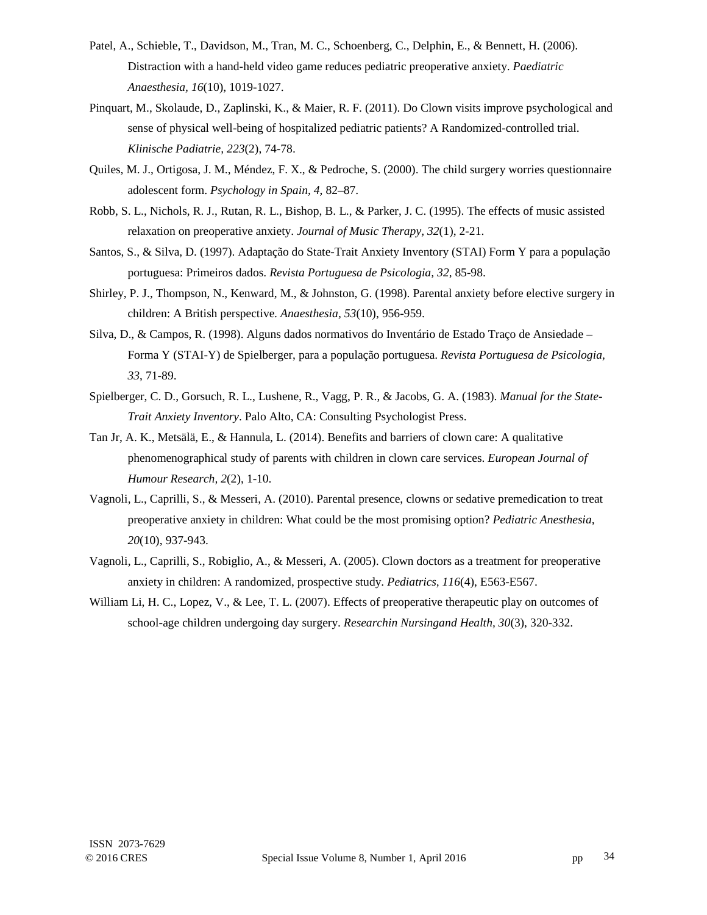Patel, A., Schieble, T., Davidson, M., Tran, M. C., Schoenberg, C., Delphin, E., & Bennett, H. (2006). Distraction with a hand-held video game reduces pediatric preoperative anxiety. *Paediatric Anaesthesia, 16*(10), 1019-1027.

Pinquart, M., Skolaude, D., Zaplinski, K., & Maier, R. F. (2011). Do Clown visits improve psychological and sense of physical well-being of hospitalized pediatric patients? A Randomized-controlled trial. *Klinische Padiatrie, 223*(2), 74-78.

Quiles, M. J., Ortigosa, J. M., Méndez, F. X., & Pedroche, S. (2000). The child surgery worries questionnaire adolescent form. *Psychology in Spain, 4*, 82–87.

Robb, S. L., Nichols, R. J., Rutan, R. L., Bishop, B. L., & Parker, J. C. (1995). The effects of music assisted relaxation on preoperative anxiety. *Journal of Music Therapy, 32*(1), 2-21.

Santos, S., & Silva, D. (1997). Adaptação do State-Trait Anxiety Inventory (STAI) Form Y para a população portuguesa: Primeiros dados. *Revista Portuguesa de Psicologia, 32*, 85-98.

Shirley, P. J., Thompson, N., Kenward, M., & Johnston, G. (1998). Parental anxiety before elective surgery in children: A British perspective. *Anaesthesia, 53*(10), 956-959.

Silva, D., & Campos, R. (1998). Alguns dados normativos do Inventário de Estado Traço de Ansiedade – Forma Y (STAI-Y) de Spielberger, para a população portuguesa. *Revista Portuguesa de Psicologia, 33*, 71-89.

Spielberger, C. D., Gorsuch, R. L., Lushene, R., Vagg, P. R., & Jacobs, G. A. (1983). *Manual for the State-Trait Anxiety Inventory*. Palo Alto, CA: Consulting Psychologist Press.

Tan Jr, A. K., Metsälä, E., & Hannula, L. (2014). Benefits and barriers of clown care: A qualitative phenomenographical study of parents with children in clown care services. *European Journal of Humour Research, 2*(2), 1-10.

Vagnoli, L., Caprilli, S., & Messeri, A. (2010). Parental presence, clowns or sedative premedication to treat preoperative anxiety in children: What could be the most promising option? *Pediatric Anesthesia, 20*(10), 937-943.

Vagnoli, L., Caprilli, S., Robiglio, A., & Messeri, A. (2005). Clown doctors as a treatment for preoperative anxiety in children: A randomized, prospective study. *Pediatrics, 116*(4), E563-E567.

William Li, H. C., Lopez, V., & Lee, T. L. (2007). Effects of preoperative therapeutic play on outcomes of school-age children undergoing day surgery. *Researchin Nursingand Health, 30*(3), 320-332.